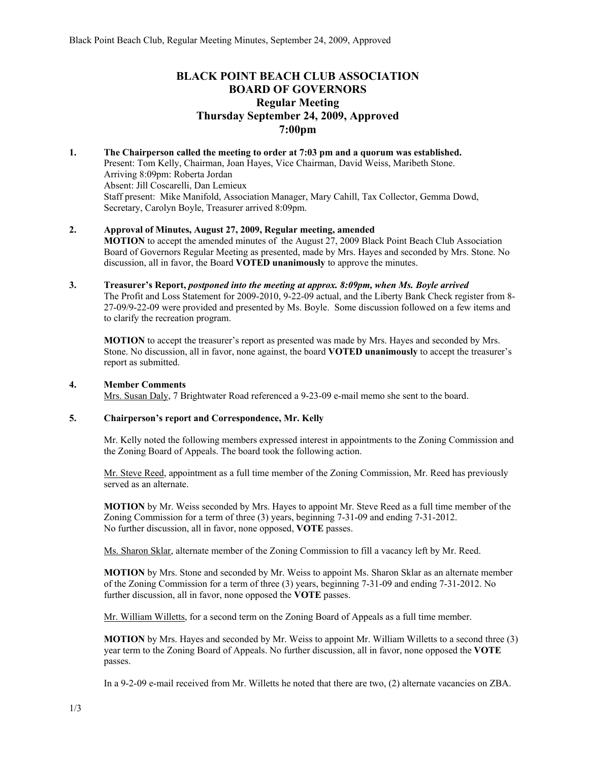# BLACK POINT BEACH CLUB ASSOCIATION
# BOARD OF GOVERNORS
## Regular Meeting
## Thursday September 24, 2009, Approved
## 7:00pm

**1. The Chairperson called the meeting to order at 7:03 pm and a quorum was established.**

Present: Tom Kelly, Chairman, Joan Hayes, Vice Chairman, David Weiss, Maribeth Stone.
Arriving 8:09pm: Roberta Jordan
Absent: Jill Coscarelli, Dan Lemieux
Staff present: Mike Manifold, Association Manager, Mary Cahill, Tax Collector, Gemma Dowd, Secretary, Carolyn Boyle, Treasurer arrived 8:09pm.

**2. Approval of Minutes, August 27, 2009, Regular meeting, amended**

**MOTION** to accept the amended minutes of the August 27, 2009 Black Point Beach Club Association Board of Governors Regular Meeting as presented, made by Mrs. Hayes and seconded by Mrs. Stone. No discussion, all in favor, the Board **VOTED unanimously** to approve the minutes.

**3. Treasurer's Report,** ***postponed into the meeting at approx. 8:09pm, when Ms. Boyle arrived***

The Profit and Loss Statement for 2009-2010, 9-22-09 actual, and the Liberty Bank Check register from 8-27-09/9-22-09 were provided and presented by Ms. Boyle. Some discussion followed on a few items and to clarify the recreation program.

**MOTION** to accept the treasurer's report as presented was made by Mrs. Hayes and seconded by Mrs. Stone. No discussion, all in favor, none against, the board **VOTED unanimously** to accept the treasurer's report as submitted.

**4. Member Comments**

Mrs. Susan Daly, 7 Brightwater Road referenced a 9-23-09 e-mail memo she sent to the board.

**5. Chairperson's report and Correspondence, Mr. Kelly**

Mr. Kelly noted the following members expressed interest in appointments to the Zoning Commission and the Zoning Board of Appeals. The board took the following action.

Mr. Steve Reed, appointment as a full time member of the Zoning Commission, Mr. Reed has previously served as an alternate.

**MOTION** by Mr. Weiss seconded by Mrs. Hayes to appoint Mr. Steve Reed as a full time member of the Zoning Commission for a term of three (3) years, beginning 7-31-09 and ending 7-31-2012. No further discussion, all in favor, none opposed, **VOTE** passes.

Ms. Sharon Sklar, alternate member of the Zoning Commission to fill a vacancy left by Mr. Reed.

**MOTION** by Mrs. Stone and seconded by Mr. Weiss to appoint Ms. Sharon Sklar as an alternate member of the Zoning Commission for a term of three (3) years, beginning 7-31-09 and ending 7-31-2012. No further discussion, all in favor, none opposed the **VOTE** passes.

Mr. William Willetts, for a second term on the Zoning Board of Appeals as a full time member.

**MOTION** by Mrs. Hayes and seconded by Mr. Weiss to appoint Mr. William Willetts to a second three (3) year term to the Zoning Board of Appeals. No further discussion, all in favor, none opposed the **VOTE** passes.

In a 9-2-09 e-mail received from Mr. Willetts he noted that there are two, (2) alternate vacancies on ZBA.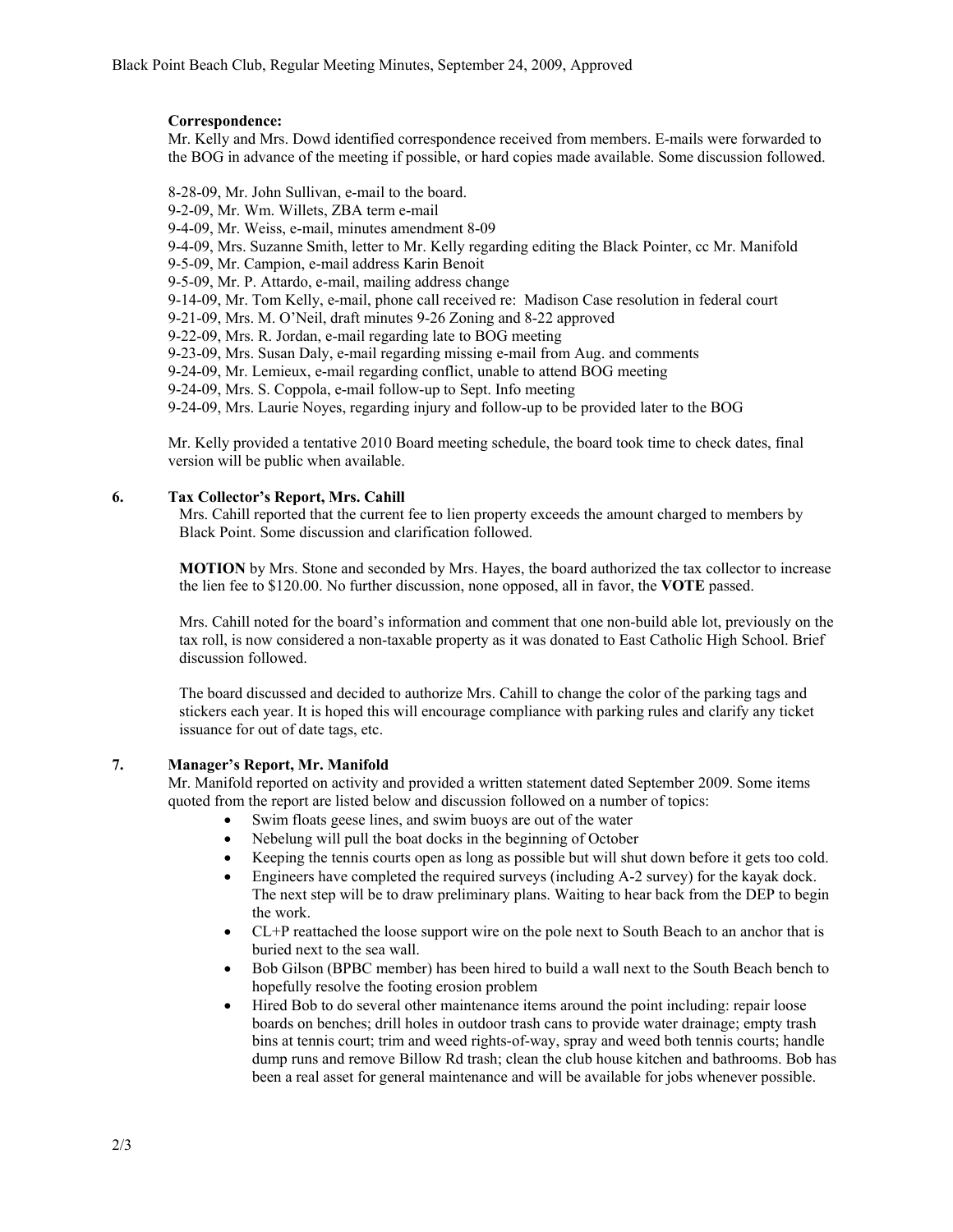**Correspondence:**

Mr. Kelly and Mrs. Dowd identified correspondence received from members. E-mails were forwarded to the BOG in advance of the meeting if possible, or hard copies made available. Some discussion followed.

8-28-09, Mr. John Sullivan, e-mail to the board.
9-2-09, Mr. Wm. Willets, ZBA term e-mail
9-4-09, Mr. Weiss, e-mail, minutes amendment 8-09
9-4-09, Mrs. Suzanne Smith, letter to Mr. Kelly regarding editing the Black Pointer, cc Mr. Manifold
9-5-09, Mr. Campion, e-mail address Karin Benoit
9-5-09, Mr. P. Attardo, e-mail, mailing address change
9-14-09, Mr. Tom Kelly, e-mail, phone call received re: Madison Case resolution in federal court
9-21-09, Mrs. M. O'Neil, draft minutes 9-26 Zoning and 8-22 approved
9-22-09, Mrs. R. Jordan, e-mail regarding late to BOG meeting
9-23-09, Mrs. Susan Daly, e-mail regarding missing e-mail from Aug. and comments
9-24-09, Mr. Lemieux, e-mail regarding conflict, unable to attend BOG meeting
9-24-09, Mrs. S. Coppola, e-mail follow-up to Sept. Info meeting
9-24-09, Mrs. Laurie Noyes, regarding injury and follow-up to be provided later to the BOG

Mr. Kelly provided a tentative 2010 Board meeting schedule, the board took time to check dates, final version will be public when available.

## 6. Tax Collector's Report, Mrs. Cahill

Mrs. Cahill reported that the current fee to lien property exceeds the amount charged to members by Black Point. Some discussion and clarification followed.

**MOTION** by Mrs. Stone and seconded by Mrs. Hayes, the board authorized the tax collector to increase the lien fee to $120.00. No further discussion, none opposed, all in favor, the **VOTE** passed.

Mrs. Cahill noted for the board's information and comment that one non-build able lot, previously on the tax roll, is now considered a non-taxable property as it was donated to East Catholic High School. Brief discussion followed.

The board discussed and decided to authorize Mrs. Cahill to change the color of the parking tags and stickers each year. It is hoped this will encourage compliance with parking rules and clarify any ticket issuance for out of date tags, etc.

## 7. Manager's Report, Mr. Manifold

Mr. Manifold reported on activity and provided a written statement dated September 2009. Some items quoted from the report are listed below and discussion followed on a number of topics:

- Swim floats geese lines, and swim buoys are out of the water
- Nebelung will pull the boat docks in the beginning of October
- Keeping the tennis courts open as long as possible but will shut down before it gets too cold.
- Engineers have completed the required surveys (including A-2 survey) for the kayak dock. The next step will be to draw preliminary plans. Waiting to hear back from the DEP to begin the work.
- CL+P reattached the loose support wire on the pole next to South Beach to an anchor that is buried next to the sea wall.
- Bob Gilson (BPBC member) has been hired to build a wall next to the South Beach bench to hopefully resolve the footing erosion problem
- Hired Bob to do several other maintenance items around the point including: repair loose boards on benches; drill holes in outdoor trash cans to provide water drainage; empty trash bins at tennis court; trim and weed rights-of-way, spray and weed both tennis courts; handle dump runs and remove Billow Rd trash; clean the club house kitchen and bathrooms. Bob has been a real asset for general maintenance and will be available for jobs whenever possible.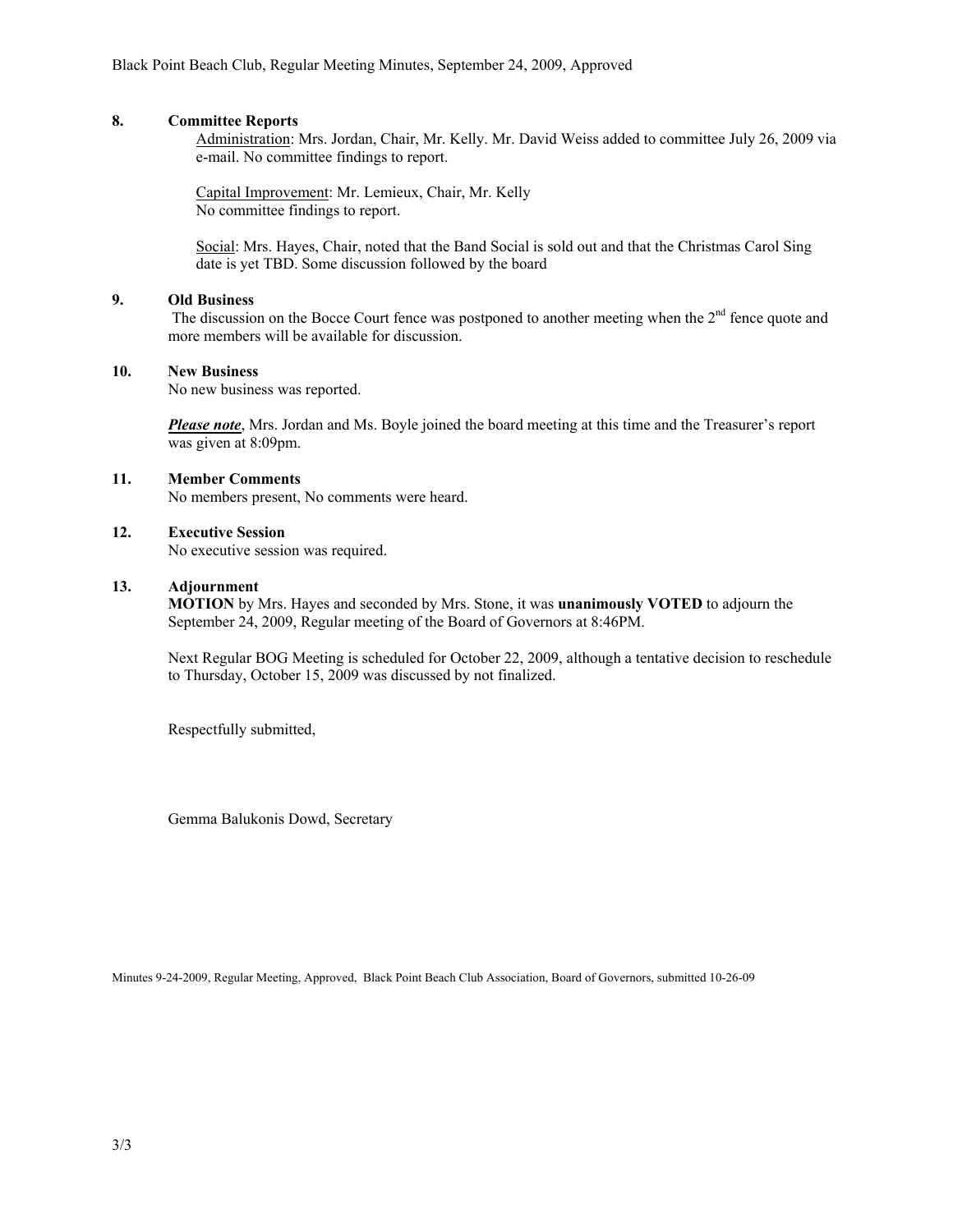**8. Committee Reports**

Administration: Mrs. Jordan, Chair, Mr. Kelly. Mr. David Weiss added to committee July 26, 2009 via e-mail. No committee findings to report.

Capital Improvement: Mr. Lemieux, Chair, Mr. Kelly
No committee findings to report.

Social: Mrs. Hayes, Chair, noted that the Band Social is sold out and that the Christmas Carol Sing date is yet TBD. Some discussion followed by the board

**9. Old Business**

The discussion on the Bocce Court fence was postponed to another meeting when the 2nd fence quote and more members will be available for discussion.

**10. New Business**

No new business was reported.

***Please note***, Mrs. Jordan and Ms. Boyle joined the board meeting at this time and the Treasurer's report was given at 8:09pm.

**11. Member Comments**

No members present, No comments were heard.

**12. Executive Session**

No executive session was required.

**13. Adjournment**

**MOTION** by Mrs. Hayes and seconded by Mrs. Stone, it was **unanimously VOTED** to adjourn the September 24, 2009, Regular meeting of the Board of Governors at 8:46PM.

Next Regular BOG Meeting is scheduled for October 22, 2009, although a tentative decision to reschedule to Thursday, October 15, 2009 was discussed by not finalized.

Respectfully submitted,

Gemma Balukonis Dowd, Secretary

Minutes 9-24-2009, Regular Meeting, Approved, Black Point Beach Club Association, Board of Governors, submitted 10-26-09